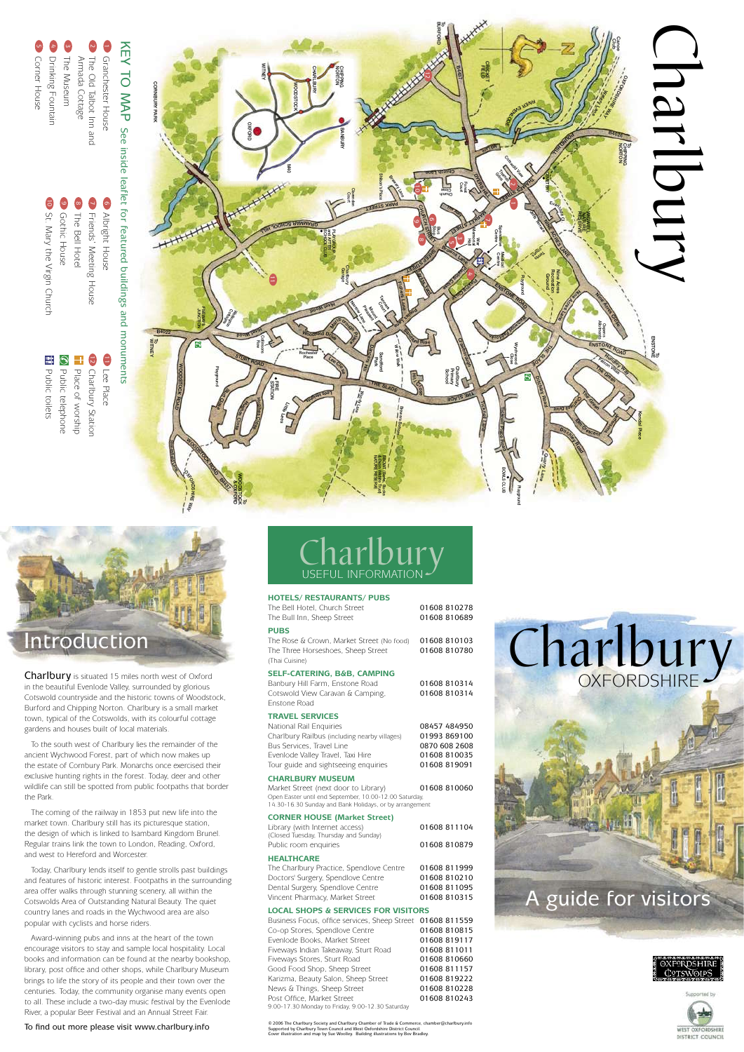# Charlbury

## KEY TO MAP

See inside leaflet for featured buildings and monuments

1. Grainchester House
2. The Old Talbot Inn and Armada Cottage
3. The Museum
4. Drinking Fountain
5. Corner House
6. Albright House
7. Friends' Meeting House
8. The Bell Hotel
9. Gothic House
10. St. Mary the Virgin Church
11. Lee Place
12. Charlbury Station

- Place of worship
- Public telephone
- Public toilets

## Introduction

**Charlbury** is situated 15 miles north west of Oxford in the beautiful Evenlode Valley, surrounded by glorious Cotswold countryside and the historic towns of Woodstock, Burford and Chipping Norton. Charlbury is a small market town, typical of the Cotswolds, with its colourful cottage gardens and houses built of local materials.

To the south west of Charlbury lies the remainder of the ancient Wychwood Forest, part of which now makes up the estate of Cornbury Park. Monarchs once exercised their exclusive hunting rights in the forest. Today, deer and other wildlife can still be spotted from public footpaths that border the Park.

The coming of the railway in 1853 put new life into the market town. Charlbury still has its picturesque station, the design of which is linked to Isambard Kingdom Brunel. Regular trains link the town to London, Reading, Oxford, and west to Hereford and Worcester.

Today, Charlbury lends itself to gentle strolls past buildings and features of historic interest. Footpaths in the surrounding area offer walks through stunning scenery, all within the Cotswolds Area of Outstanding Natural Beauty. The quiet country lanes and roads in the Wychwood area are also popular with cyclists and horse riders.

Award-winning pubs and inns at the heart of the town encourage visitors to stay and sample local hospitality. Local books and information can be found at the nearby bookshop, library, post office and other shops, while Charlbury Museum brings to life the story of its people and their town over the centuries. Today, the community organise many events open to all. These include a two-day music festival by the Evenlode River, a popular Beer Festival and an Annual Street Fair.

To find out more please visit www.charlbury.info

# Charlbury

## USEFUL INFORMATION

### HOTELS/ RESTAURANTS/ PUBS

| | |
|---|---|
| The Bell Hotel, Church Street | 01608 810278 |
| The Bull Inn, Sheep Street | 01608 810689 |

### PUBS

| | |
|---|---|
| The Rose & Crown, Market Street (No food) | 01608 810103 |
| The Three Horseshoes, Sheep Street (Thai Cuisine) | 01608 810780 |

### SELF-CATERING, B&B, CAMPING

| | |
|---|---|
| Banbury Hill Farm, Enstone Road | 01608 810314 |
| Cotswold View Caravan & Camping, Enstone Road | 01608 810314 |

### TRAVEL SERVICES

| | |
|---|---|
| National Rail Enquiries | 08457 484950 |
| Charlbury Railbus (including nearby villages) | 01993 869100 |
| Bus Services, Travel Line | 0870 608 2608 |
| Evenlode Valley Travel, Taxi Hire | 01608 810035 |
| Tour guide and sightseeing enquiries | 01608 819091 |

### CHARLBURY MUSEUM

| | |
|---|---|
| Market Street (next door to Library) | 01608 810060 |

Open Easter until end September, 10.00-12.00 Saturday, 14.30-16.30 Sunday and Bank Holidays, or by arrangement

### CORNER HOUSE (Market Street)

| | |
|---|---|
| Library (with Internet access) (Closed Tuesday, Thursday and Sunday) | 01608 811104 |
| Public room enquiries | 01608 810879 |

### HEALTHCARE

| | |
|---|---|
| The Charlbury Practice, Spendlove Centre | 01608 811999 |
| Doctors' Surgery, Spendlove Centre | 01608 810210 |
| Dental Surgery, Spendlove Centre | 01608 811095 |
| Vincent Pharmacy, Market Street | 01608 810315 |

### LOCAL SHOPS & SERVICES FOR VISITORS

| | |
|---|---|
| Business Focus, office services, Sheep Street | 01608 811559 |
| Co-op Stores, Spendlove Centre | 01608 810815 |
| Evenlode Books, Market Street | 01608 819117 |
| Fiveways Indian Takeaway, Sturt Road | 01608 811011 |
| Fiveways Stores, Sturt Road | 01608 810660 |
| Good Food Shop, Sheep Street | 01608 811157 |
| Karizma, Beauty Salon, Sheep Street | 01608 819222 |
| News & Things, Sheep Street | 01608 810228 |
| Post Office, Market Street | 01608 810243 |

9.00-17.30 Monday to Friday, 9.00-12.30 Saturday

© 2006 The Charlbury Society and Charlbury Chamber of Trade & Commerce, chamber@charlbury.info
Supported by Charlbury Town Council and West Oxfordshire District Council.
Cover illustration and map by Sue Woolley. Building illustrations by Bev Bradley.

# Charlbury

## OXFORDSHIRE

## A guide for visitors

Oxfordshire Cotswolds

Supported by West Oxfordshire District Council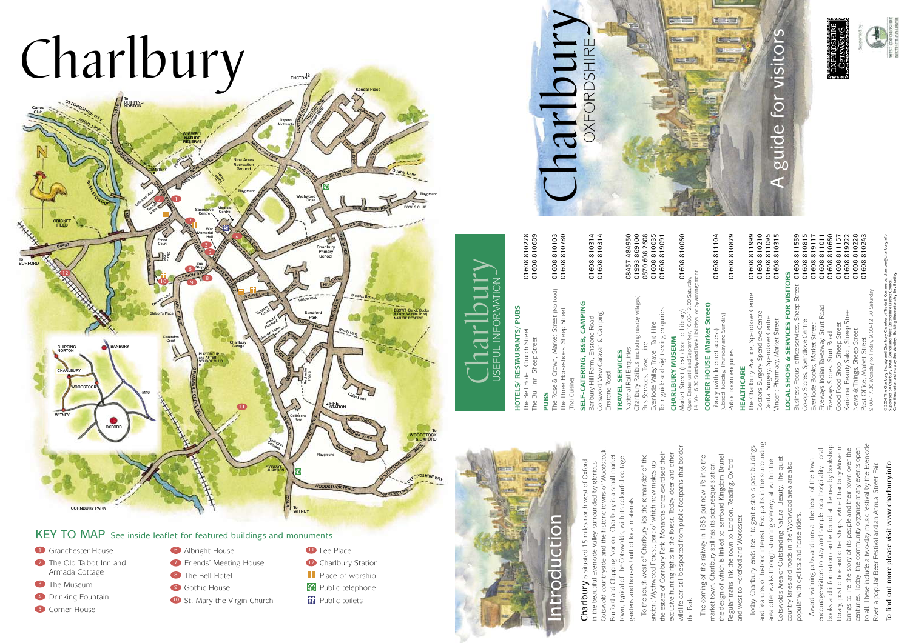# Charlbury

## KEY TO MAP

See inside leaflet for featured buildings and monuments

1. Granchester House
2. The Old Talbot Inn and Armada Cottage
3. The Museum
4. Drinking Fountain
5. Corner House
6. Albright House
7. Friends' Meeting House
8. The Bell Hotel
9. Gothic House
10. St. Mary the Virgin Church
11. Lee Place
12. Charlbury Station

- Place of worship
- Public telephone
- Public toilets

# Introduction

**Charlbury** is situated 15 miles north west of Oxford in the beautiful Evenlode Valley, surrounded by glorious Cotswold countryside and the historic towns of Woodstock, Burford and Chipping Norton. Charlbury is a small market town, typical of the Cotswolds, with its colourful cottage gardens and houses built of local materials.

To the south west of Charlbury lies the remainder of the ancient Wychwood Forest, part of which now makes up the estate of Cornbury Park. Monarchs once exercised their exclusive hunting rights in the forest. Today, deer and other wildlife can still be spotted from public footpaths that border the Park.

The coming of the railway in 1853 put new life into the market town. Charlbury still has its picturesque station, the design of which is linked to Isambard Kingdom Brunel. Regular trains link the town to London, Reading, Oxford, and west to Hereford and Worcester.

Today, Charlbury lends itself to gentle strolls past buildings and features of historic interest. Footpaths in the surrounding area offer walks through stunning scenery, all within the Cotswolds Area of Outstanding Natural Beauty. The quiet country lanes and roads in the Wychwood area are also popular with cyclists and horse riders.

Award-winning pubs and inns at the heart of the town encourage visitors to stay and sample local hospitality. Local books and information can be found at the nearby bookshop, library, post office and other shops, while Charlbury Museum brings to life the story of its people and their town over the centuries. Today, the community organise many events open to all. These include a two-day music festival by the Evenlode River, a popular Beer Festival and an Annual Street Fair.

To find out more please visit www.charlbury.info

# Charlbury

## USEFUL INFORMATION

### HOTELS/ RESTAURANTS/ PUBS

| | |
|---|---|
| The Bell Hotel, Church Street | 01608 810278 |
| The Bull Inn, Sheep Street | 01608 810689 |

### PUBS

| | |
|---|---|
| The Rose & Crown, Market Street (No food) | 01608 810103 |
| The Three Horseshoes, Sheep Street (Thai Cuisine) | 01608 810780 |

### SELF-CATERING, B&B, CAMPING

| | |
|---|---|
| Banbury Hill Farm, Enstone Road | 01608 810314 |
| Cotswold View Caravan & Camping, Enstone Road | 01608 810314 |

### TRAVEL SERVICES

| | |
|---|---|
| National Rail Enquiries | 08457 484950 |
| Charlbury Railbus (including nearby villages) | 01993 869100 |
| Bus Services, Traveline | 0870 608 2608 |
| Evenlode Valley Travel, Taxi Hire | 01608 810035 |
| Tour guide and sightseeing enquiries | 01608 819091 |

### CHARLBURY MUSEUM

| | |
|---|---|
| Market Street (next door to Library) | 01608 810060 |

Open Easter until end September, 10.00-12.00 Saturday, 14.30-16.30 Sunday and Bank Holidays, or by arrangement

### CORNER HOUSE (Market Street)

| | |
|---|---|
| Library (with Internet access) (Closed Tuesday, Thursday and Sunday) | 01608 811104 |
| Public room enquiries | 01608 810879 |

### HEALTHCARE

| | |
|---|---|
| The Charlbury Practice, Spendlove Centre | 01608 811999 |
| Doctors Surgery, Spendlove Centre | 01608 810210 |
| Dental Surgery, Spendlove Centre | 01608 811095 |
| Vincent Pharmacy, Market Street | 01608 810315 |

### LOCAL SHOPS & SERVICES FOR VISITORS

| | |
|---|---|
| Business Focus, office services, Sheep Street | 01608 811559 |
| Co-op Stores, Spendlove Centre | 01608 810815 |
| Evenlode Books, Market Street | 01608 819117 |
| Fiveways Indian Takeaway, Sturt Road | 01608 811011 |
| Fiveways Stores, Sturt Road | 01608 810660 |
| Good Food Shop, Sheep Street | 01608 811157 |
| Karizma, Beauty Salon, Sheep Street | 01608 819222 |
| News & Things, Sheep Street | 01608 810228 |
| Post Office, Market Street | 01608 810243 |

9.00-17.30 Monday to Friday, 9.00-12.30 Saturday

© 2009 The Charlbury Society and Charlbury Chamber of Trade & Commerce. chamber@charlbury.info
Supported by the Charlbury Town Council and West Oxfordshire District Council
Cover illustration and map by Sue Wedley. Building illustrations by Bev Bradley

# Charlbury

OXFORDSHIRE

## A guide for visitors

Supported by WEST OXFORDSHIRE DISTRICT COUNCIL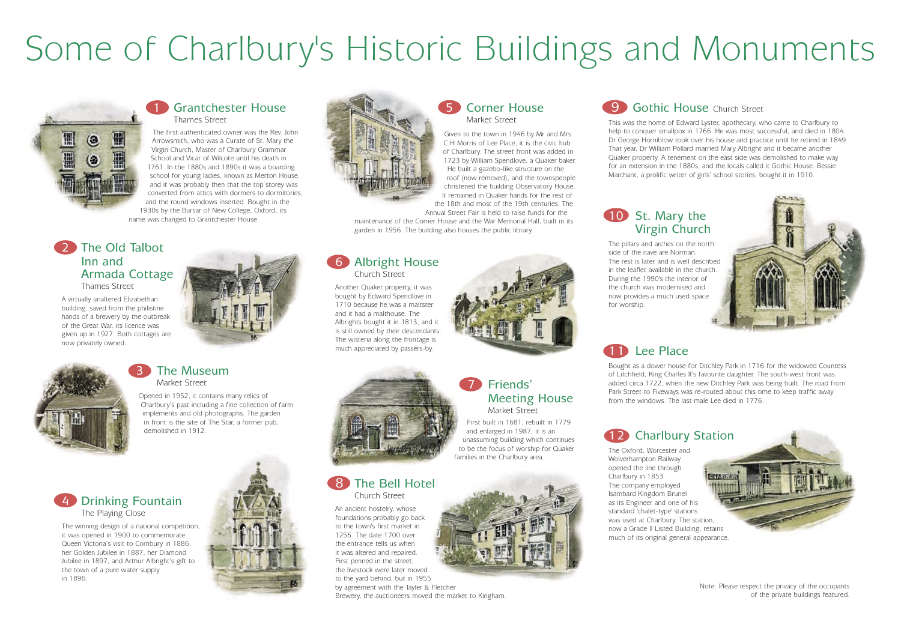# Some of Charlbury's Historic Buildings and Monuments

## 1 Grantchester House

Thames Street

The first authenticated owner was the Rev. John Arrowsmith, who was a Curate of St. Mary the Virgin Church, Master of Charlbury Grammar School and Vicar of Wilcote until his death in 1761. In the 1880s and 1890s it was a boarding school for young ladies, known as Merton House, and it was probably then that the top storey was converted from attics with dormers to dormitories, and the round windows inserted. Bought in the 1930s by the Bursar of New College, Oxford, its name was changed to Grantchester House.

## 2 The Old Talbot Inn and Armada Cottage

Thames Street

A virtually unaltered Elizabethan building, saved from the philistine hands of a brewery by the outbreak of the Great War, its licence was given up in 1927. Both cottages are now privately owned.

## 3 The Museum

Market Street

Opened in 1952, it contains many relics of Charlbury's past including a fine collection of farm implements and old photographs. The garden in front is the site of The Star, a former pub, demolished in 1912.

## 4 Drinking Fountain

The Playing Close

The winning design of a national competition, it was opened in 1900 to commemorate Queen Victoria's visit to Cornbury in 1886, her Golden Jubilee in 1887, her Diamond Jubilee in 1897, and Arthur Albright's gift to the town of a pure water supply in 1896.

## 5 Corner House

Market Street

Given to the town in 1946 by Mr and Mrs C H Morris of Lee Place, it is the civic hub of Charlbury. The street front was added in 1723 by William Spendlove, a Quaker baker. He built a gazebo-like structure on the roof (now removed), and the townspeople christened the building Observatory House. It remained in Quaker hands for the rest of the 18th and most of the 19th centuries. The Annual Street Fair is held to raise funds for the maintenance of the Corner House and the War Memorial Hall, built in its garden in 1956. The building also houses the public library.

## 6 Albright House

Church Street

Another Quaker property, it was bought by Edward Spendlove in 1710 because he was a maltster and it had a malthouse. The Albrights bought it in 1813, and it is still owned by their descendants. The wisteria along the frontage is much appreciated by passers-by.

## 7 Friends' Meeting House

Market Street

First built in 1681, rebuilt in 1779 and enlarged in 1987, it is an unassuming building which continues to be the focus of worship for Quaker families in the Charlbury area.

## 8 The Bell Hotel

Church Street

An ancient hostelry, whose foundations probably go back to the town's first market in 1256. The date 1700 over the entrance tells us when it was altered and repaired. First penned in the street, the livestock were later moved to the yard behind, but in 1955 by agreement with the Tayler & Fletcher Brewery, the auctioneers moved the market to Kingham.

## 9 Gothic House Church Street

This was the home of Edward Lyster, apothecary, who came to Charlbury to help to conquer smallpox in 1766. He was most successful, and died in 1804. Dr George Hornblow took over his house and practice until he retired in 1849. That year, Dr William Pollard married Mary Albright and it became another Quaker property. A tenement on the east side was demolished to make way for an extension in the 1880s, and the locals called it Gothic House. Bessie Marchant, a prolific writer of girls' school stories, bought it in 1910.

## 10 St. Mary the Virgin Church

The pillars and arches on the north side of the nave are Norman. The rest is later and is well described in the leaflet available in the church. During the 1990's the interior of the church was modernised and now provides a much used space for worship.

## 11 Lee Place

Bought as a dower house for Ditchley Park in 1716 for the widowed Countess of Litchfield, King Charles II's favourite daughter. The south-west front was added circa 1722, when the new Ditchley Park was being built. The road from Park Street to Fiveways was re-routed about this time to keep traffic away from the windows. The last male Lee died in 1776.

## 12 Charlbury Station

The Oxford, Worcester and Wolverhampton Railway opened the line through Charlbury in 1853. The company employed Isambard Kingdom Brunel as its Engineer and one of his standard 'chalet-type' stations was used at Charlbury. The station, now a Grade II Listed Building, retains much of its original general appearance.

Note: Please respect the privacy of the occupants of the private buildings featured.